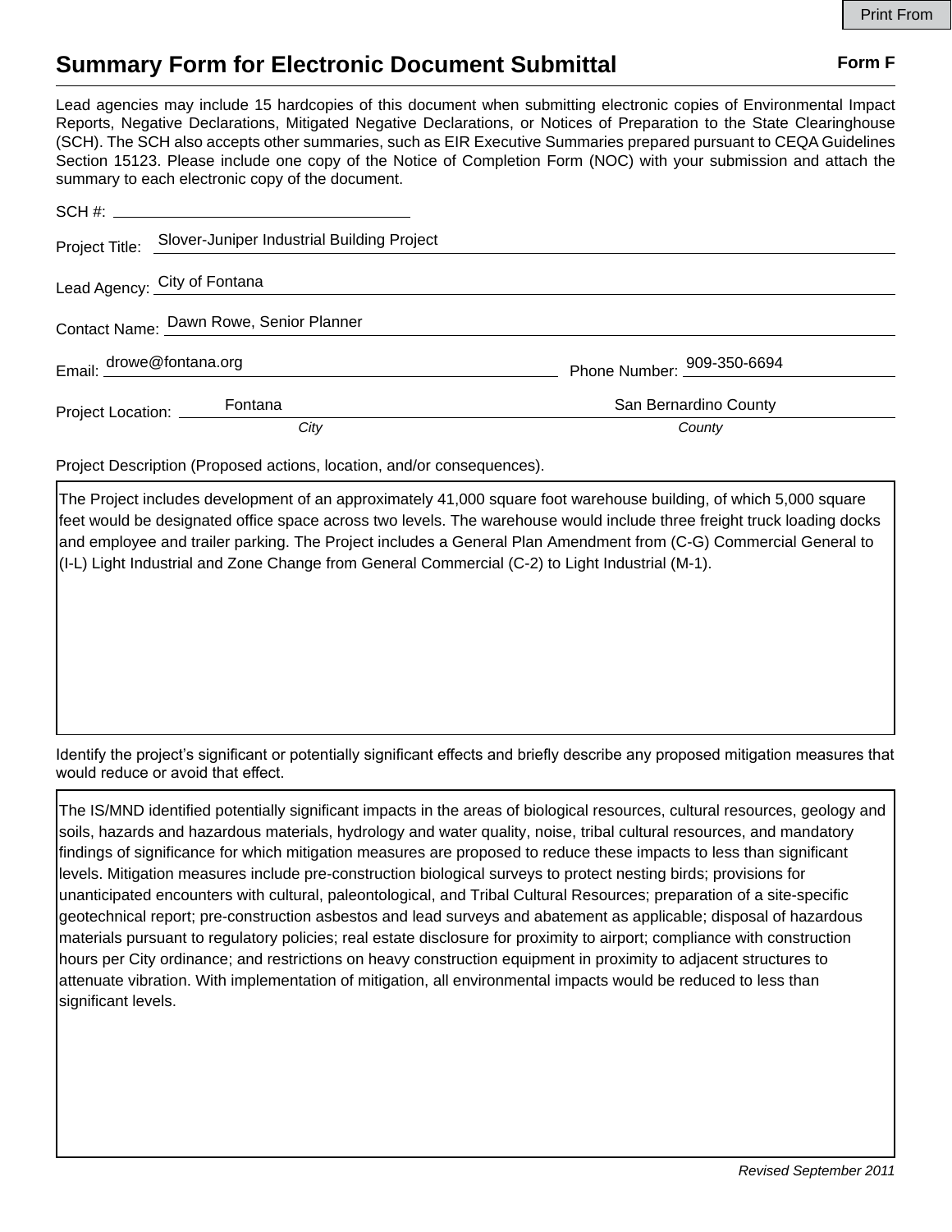Print From

# Summary Form for Electronic Document Submittal

**Form F**

Lead agencies may include 15 hardcopies of this document when submitting electronic copies of Environmental Impact Reports, Negative Declarations, Mitigated Negative Declarations, or Notices of Preparation to the State Clearinghouse (SCH). The SCH also accepts other summaries, such as EIR Executive Summaries prepared pursuant to CEQA Guidelines Section 15123. Please include one copy of the Notice of Completion Form (NOC) with your submission and attach the summary to each electronic copy of the document.

SCH #: ______________________

Project Title: Slover-Juniper Industrial Building Project

Lead Agency: City of Fontana

Contact Name: Dawn Rowe, Senior Planner

Email: drowe@fontana.org Phone Number: 909-350-6694

Project Location: Fontana (*City*) San Bernardino County (*County*)

Project Description (Proposed actions, location, and/or consequences).

The Project includes development of an approximately 41,000 square foot warehouse building, of which 5,000 square feet would be designated office space across two levels. The warehouse would include three freight truck loading docks and employee and trailer parking. The Project includes a General Plan Amendment from (C-G) Commercial General to (I-L) Light Industrial and Zone Change from General Commercial (C-2) to Light Industrial (M-1).

Identify the project's significant or potentially significant effects and briefly describe any proposed mitigation measures that would reduce or avoid that effect.

The IS/MND identified potentially significant impacts in the areas of biological resources, cultural resources, geology and soils, hazards and hazardous materials, hydrology and water quality, noise, tribal cultural resources, and mandatory findings of significance for which mitigation measures are proposed to reduce these impacts to less than significant levels. Mitigation measures include pre-construction biological surveys to protect nesting birds; provisions for unanticipated encounters with cultural, paleontological, and Tribal Cultural Resources; preparation of a site-specific geotechnical report; pre-construction asbestos and lead surveys and abatement as applicable; disposal of hazardous materials pursuant to regulatory policies; real estate disclosure for proximity to airport; compliance with construction hours per City ordinance; and restrictions on heavy construction equipment in proximity to adjacent structures to attenuate vibration. With implementation of mitigation, all environmental impacts would be reduced to less than significant levels.

*Revised September 2011*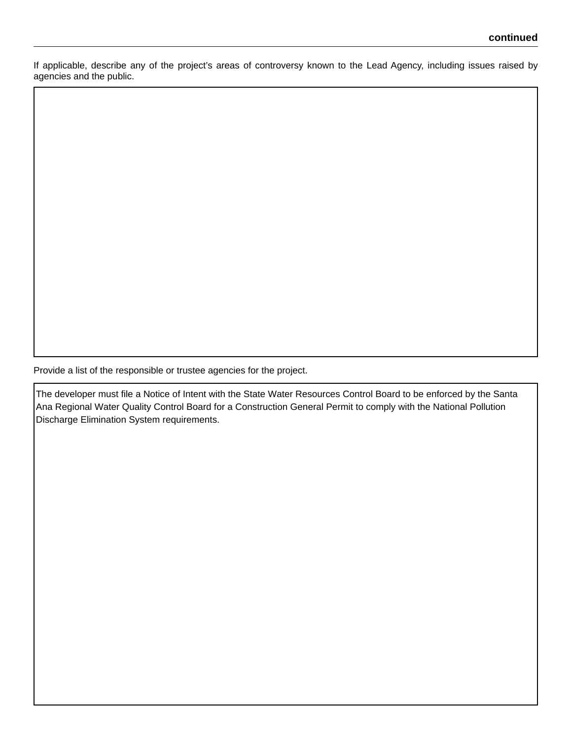**continued**

If applicable, describe any of the project's areas of controversy known to the Lead Agency, including issues raised by agencies and the public.

Provide a list of the responsible or trustee agencies for the project.

The developer must file a Notice of Intent with the State Water Resources Control Board to be enforced by the Santa Ana Regional Water Quality Control Board for a Construction General Permit to comply with the National Pollution Discharge Elimination System requirements.